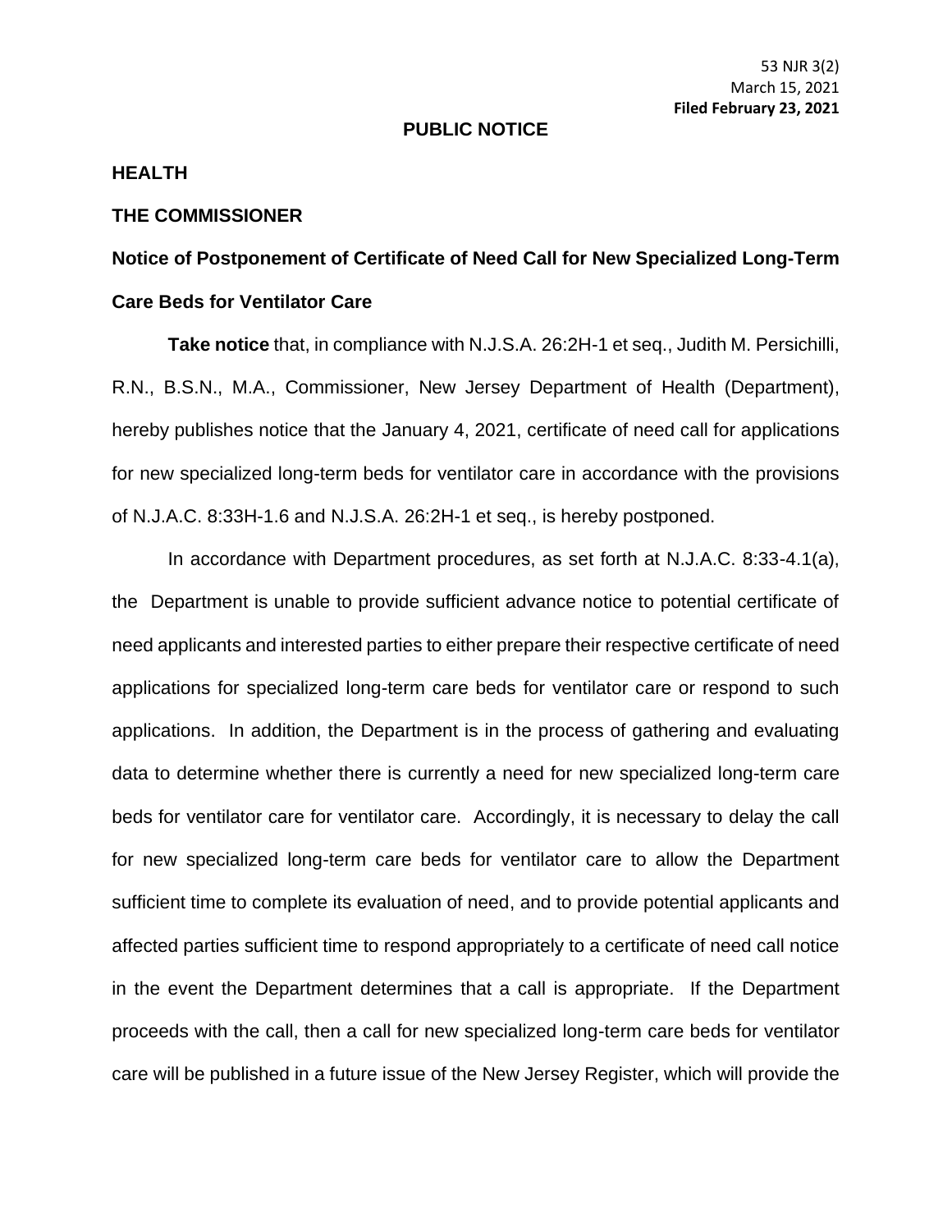53 NJR 3(2)
March 15, 2021
**Filed February 23, 2021**

**PUBLIC NOTICE**

**HEALTH**

**THE COMMISSIONER**

**Notice of Postponement of Certificate of Need Call for New Specialized Long-Term Care Beds for Ventilator Care**

**Take notice** that, in compliance with N.J.S.A. 26:2H-1 et seq., Judith M. Persichilli, R.N., B.S.N., M.A., Commissioner, New Jersey Department of Health (Department), hereby publishes notice that the January 4, 2021, certificate of need call for applications for new specialized long-term beds for ventilator care in accordance with the provisions of N.J.A.C. 8:33H-1.6 and N.J.S.A. 26:2H-1 et seq., is hereby postponed.

In accordance with Department procedures, as set forth at N.J.A.C. 8:33-4.1(a), the Department is unable to provide sufficient advance notice to potential certificate of need applicants and interested parties to either prepare their respective certificate of need applications for specialized long-term care beds for ventilator care or respond to such applications. In addition, the Department is in the process of gathering and evaluating data to determine whether there is currently a need for new specialized long-term care beds for ventilator care for ventilator care. Accordingly, it is necessary to delay the call for new specialized long-term care beds for ventilator care to allow the Department sufficient time to complete its evaluation of need, and to provide potential applicants and affected parties sufficient time to respond appropriately to a certificate of need call notice in the event the Department determines that a call is appropriate. If the Department proceeds with the call, then a call for new specialized long-term care beds for ventilator care will be published in a future issue of the New Jersey Register, which will provide the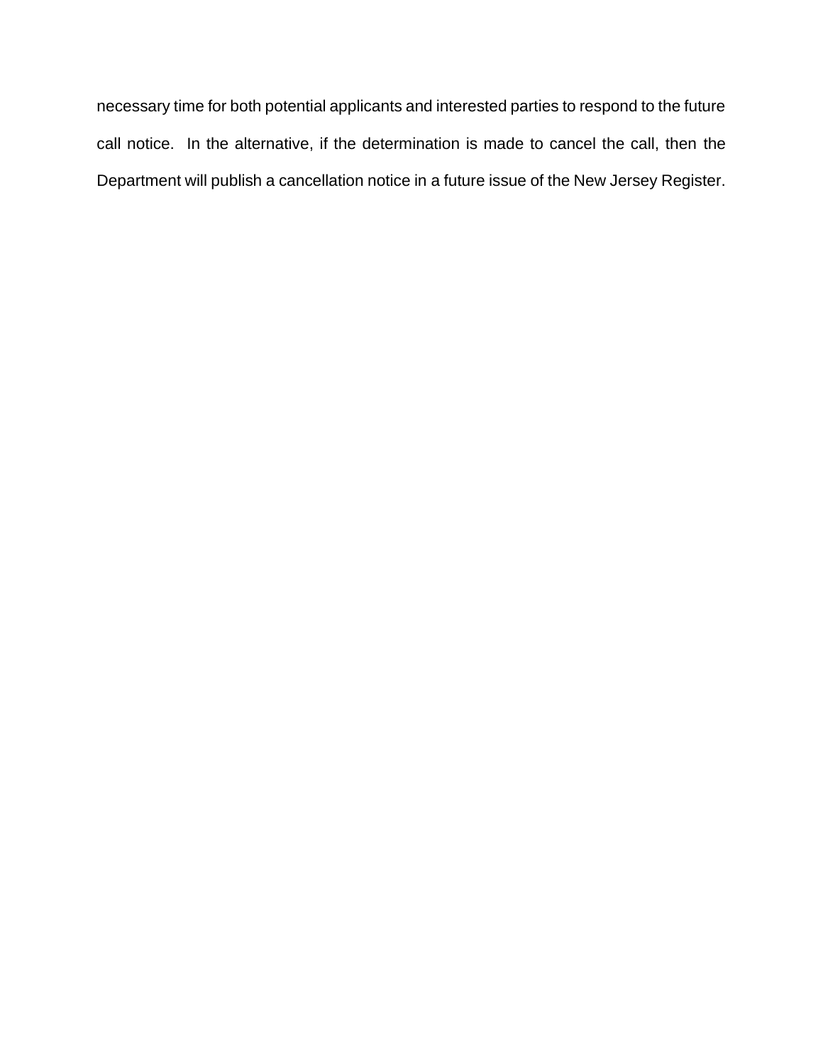necessary time for both potential applicants and interested parties to respond to the future call notice. In the alternative, if the determination is made to cancel the call, then the Department will publish a cancellation notice in a future issue of the New Jersey Register.